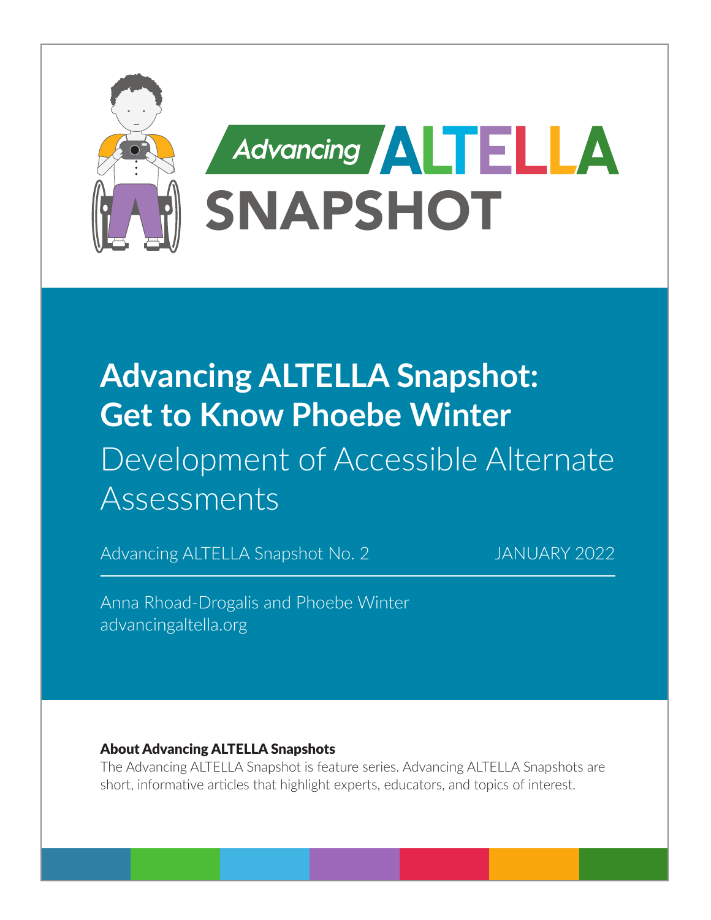Advancing ALTELLA

SNAPSHOT

# Advancing ALTELLA Snapshot: Get to Know Phoebe Winter

## Development of Accessible Alternate Assessments

Advancing ALTELLA Snapshot No. 2

JANUARY 2022

Anna Rhoad-Drogalis and Phoebe Winter

advancingaltella.org

**About Advancing ALTELLA Snapshots**

The Advancing ALTELLA Snapshot is feature series. Advancing ALTELLA Snapshots are short, informative articles that highlight experts, educators, and topics of interest.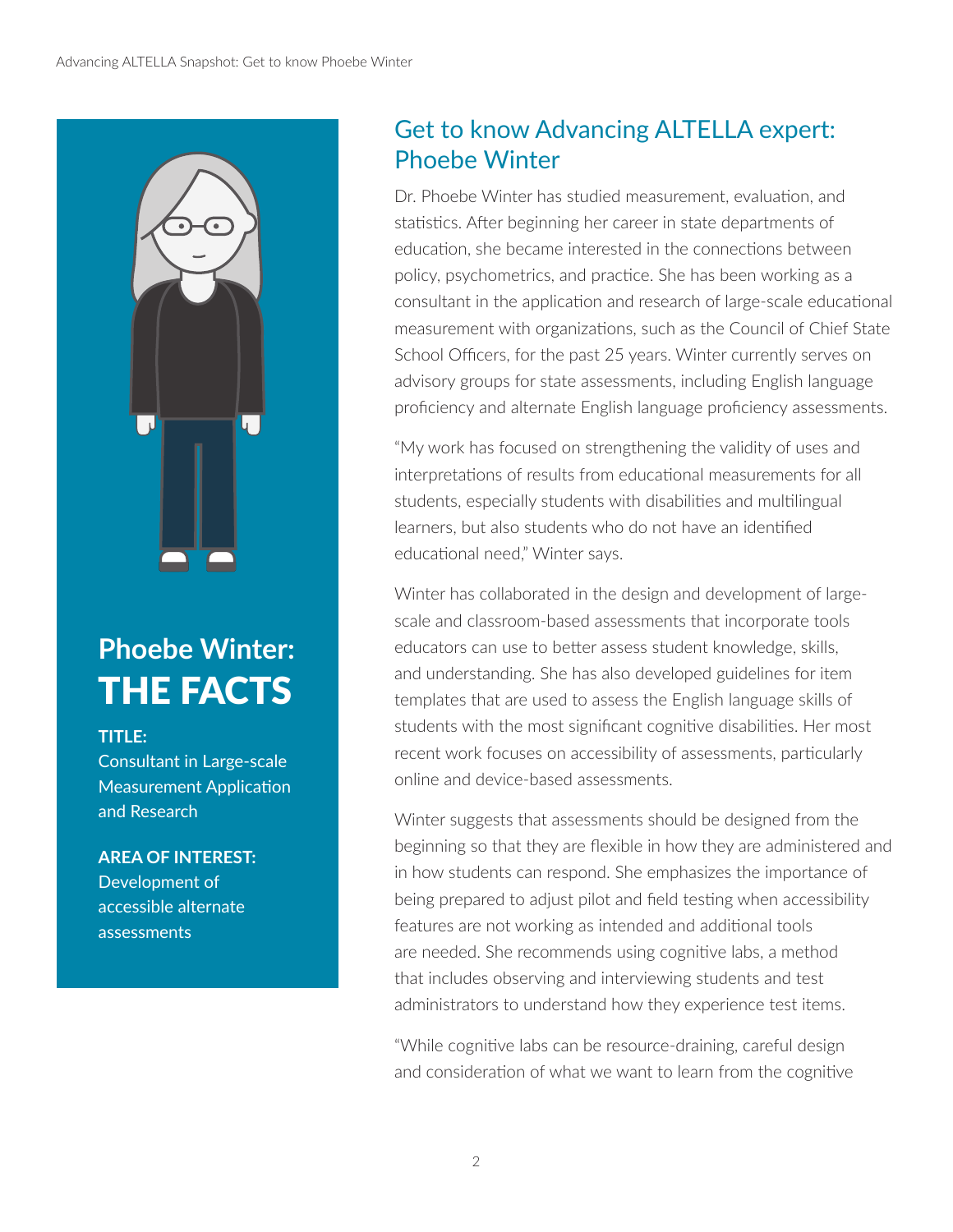## Phoebe Winter: THE FACTS

**TITLE:**
Consultant in Large-scale Measurement Application and Research

**AREA OF INTEREST:**
Development of accessible alternate assessments

# Get to know Advancing ALTELLA expert: Phoebe Winter

Dr. Phoebe Winter has studied measurement, evaluation, and statistics. After beginning her career in state departments of education, she became interested in the connections between policy, psychometrics, and practice. She has been working as a consultant in the application and research of large-scale educational measurement with organizations, such as the Council of Chief State School Officers, for the past 25 years. Winter currently serves on advisory groups for state assessments, including English language proficiency and alternate English language proficiency assessments.

"My work has focused on strengthening the validity of uses and interpretations of results from educational measurements for all students, especially students with disabilities and multilingual learners, but also students who do not have an identified educational need," Winter says.

Winter has collaborated in the design and development of large-scale and classroom-based assessments that incorporate tools educators can use to better assess student knowledge, skills, and understanding. She has also developed guidelines for item templates that are used to assess the English language skills of students with the most significant cognitive disabilities. Her most recent work focuses on accessibility of assessments, particularly online and device-based assessments.

Winter suggests that assessments should be designed from the beginning so that they are flexible in how they are administered and in how students can respond. She emphasizes the importance of being prepared to adjust pilot and field testing when accessibility features are not working as intended and additional tools are needed. She recommends using cognitive labs, a method that includes observing and interviewing students and test administrators to understand how they experience test items.

"While cognitive labs can be resource-draining, careful design and consideration of what we want to learn from the cognitive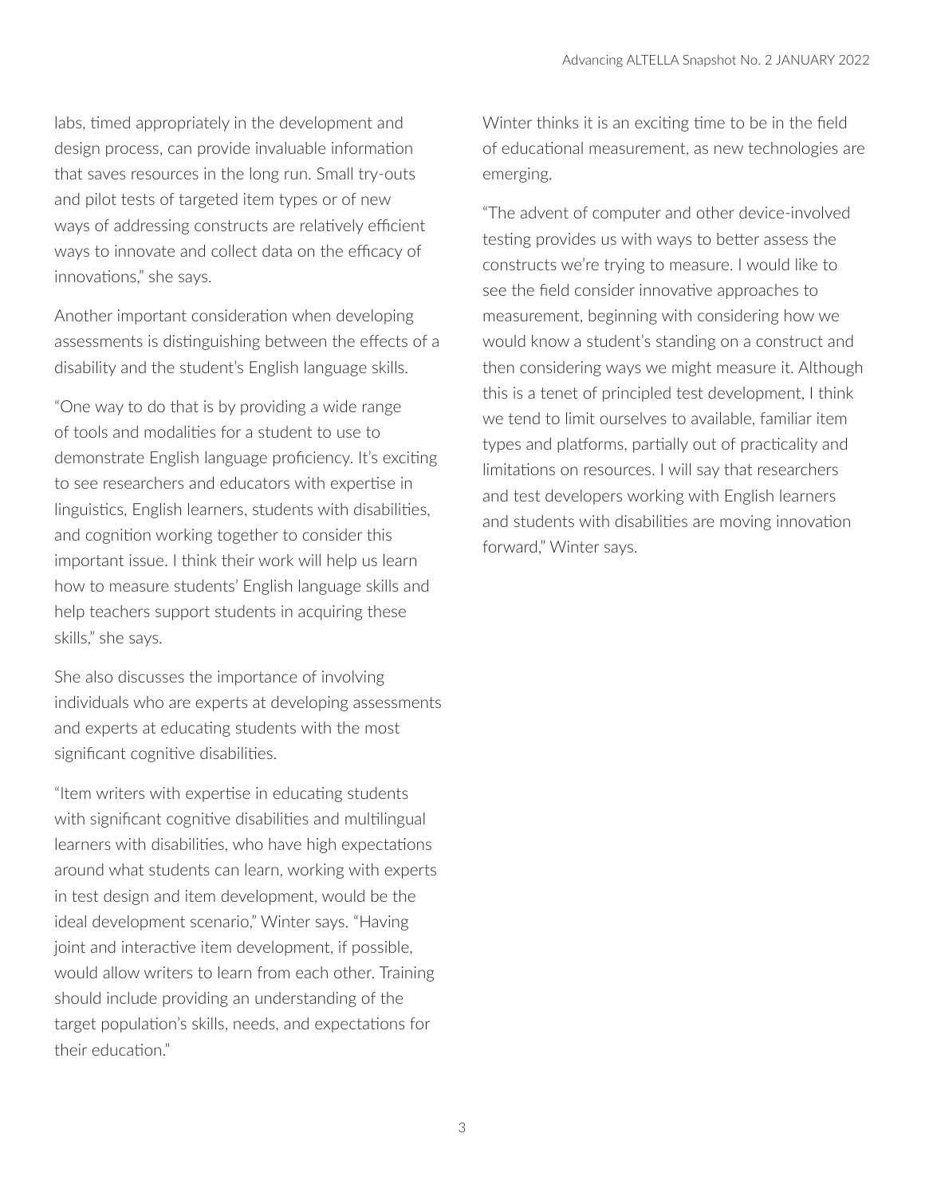labs, timed appropriately in the development and design process, can provide invaluable information that saves resources in the long run. Small try-outs and pilot tests of targeted item types or of new ways of addressing constructs are relatively efficient ways to innovate and collect data on the efficacy of innovations," she says.

Another important consideration when developing assessments is distinguishing between the effects of a disability and the student's English language skills.

"One way to do that is by providing a wide range of tools and modalities for a student to use to demonstrate English language proficiency. It's exciting to see researchers and educators with expertise in linguistics, English learners, students with disabilities, and cognition working together to consider this important issue. I think their work will help us learn how to measure students' English language skills and help teachers support students in acquiring these skills," she says.

She also discusses the importance of involving individuals who are experts at developing assessments and experts at educating students with the most significant cognitive disabilities.

"Item writers with expertise in educating students with significant cognitive disabilities and multilingual learners with disabilities, who have high expectations around what students can learn, working with experts in test design and item development, would be the ideal development scenario," Winter says. "Having joint and interactive item development, if possible, would allow writers to learn from each other. Training should include providing an understanding of the target population's skills, needs, and expectations for their education."

Winter thinks it is an exciting time to be in the field of educational measurement, as new technologies are emerging.

"The advent of computer and other device-involved testing provides us with ways to better assess the constructs we're trying to measure. I would like to see the field consider innovative approaches to measurement, beginning with considering how we would know a student's standing on a construct and then considering ways we might measure it. Although this is a tenet of principled test development, I think we tend to limit ourselves to available, familiar item types and platforms, partially out of practicality and limitations on resources. I will say that researchers and test developers working with English learners and students with disabilities are moving innovation forward," Winter says.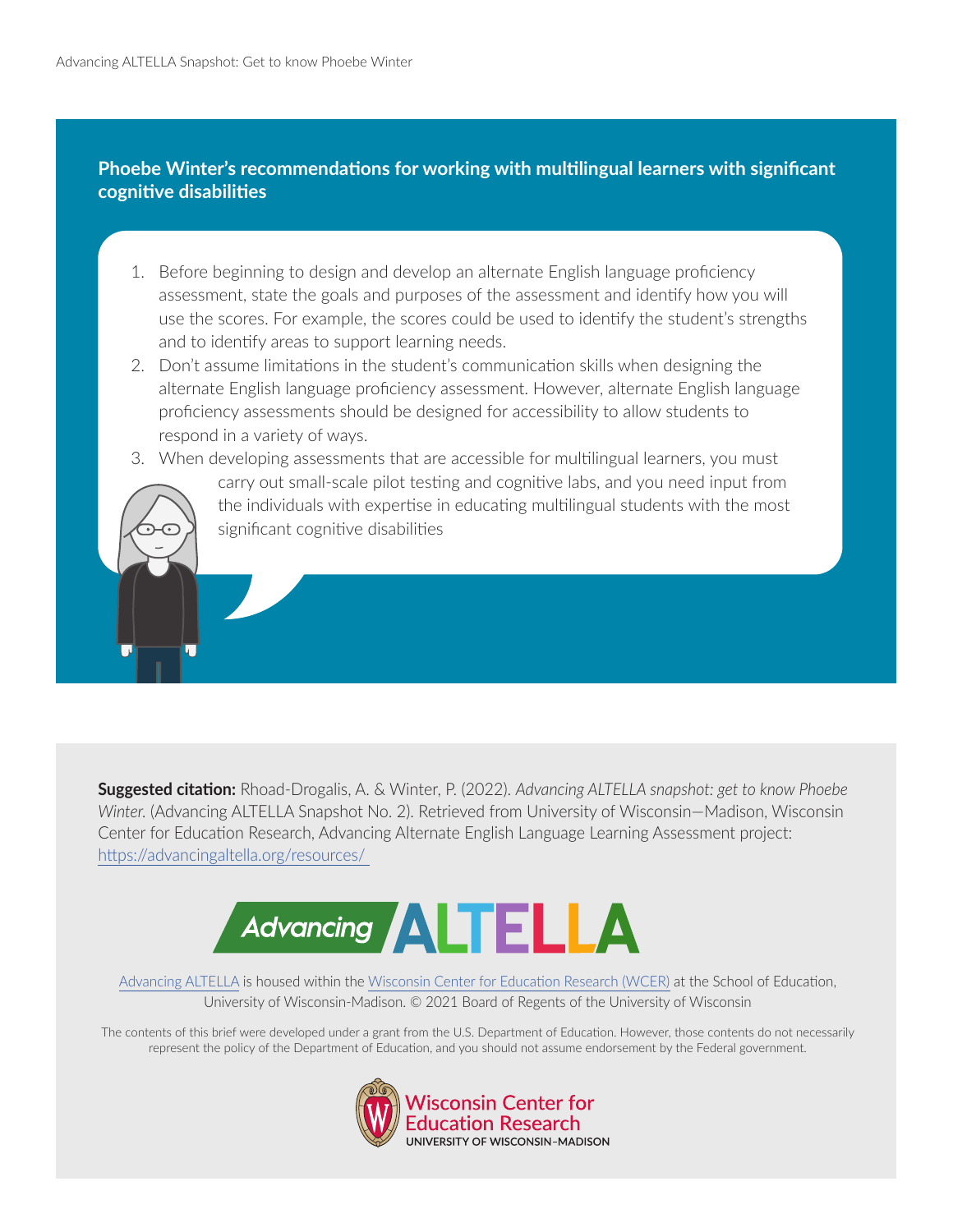**Phoebe Winter's recommendations for working with multilingual learners with significant cognitive disabilities**

1. Before beginning to design and develop an alternate English language proficiency assessment, state the goals and purposes of the assessment and identify how you will use the scores. For example, the scores could be used to identify the student's strengths and to identify areas to support learning needs.
2. Don't assume limitations in the student's communication skills when designing the alternate English language proficiency assessment. However, alternate English language proficiency assessments should be designed for accessibility to allow students to respond in a variety of ways.
3. When developing assessments that are accessible for multilingual learners, you must carry out small-scale pilot testing and cognitive labs, and you need input from the individuals with expertise in educating multilingual students with the most significant cognitive disabilities

**Suggested citation:** Rhoad-Drogalis, A. & Winter, P. (2022). *Advancing ALTELLA snapshot: get to know Phoebe Winter.* (Advancing ALTELLA Snapshot No. 2). Retrieved from University of Wisconsin—Madison, Wisconsin Center for Education Research, Advancing Alternate English Language Learning Assessment project: https://advancingaltella.org/resources/

Advancing ALTELLA

Advancing ALTELLA is housed within the Wisconsin Center for Education Research (WCER) at the School of Education, University of Wisconsin-Madison. © 2021 Board of Regents of the University of Wisconsin

The contents of this brief were developed under a grant from the U.S. Department of Education. However, those contents do not necessarily represent the policy of the Department of Education, and you should not assume endorsement by the Federal government.

Wisconsin Center for Education Research
UNIVERSITY OF WISCONSIN–MADISON